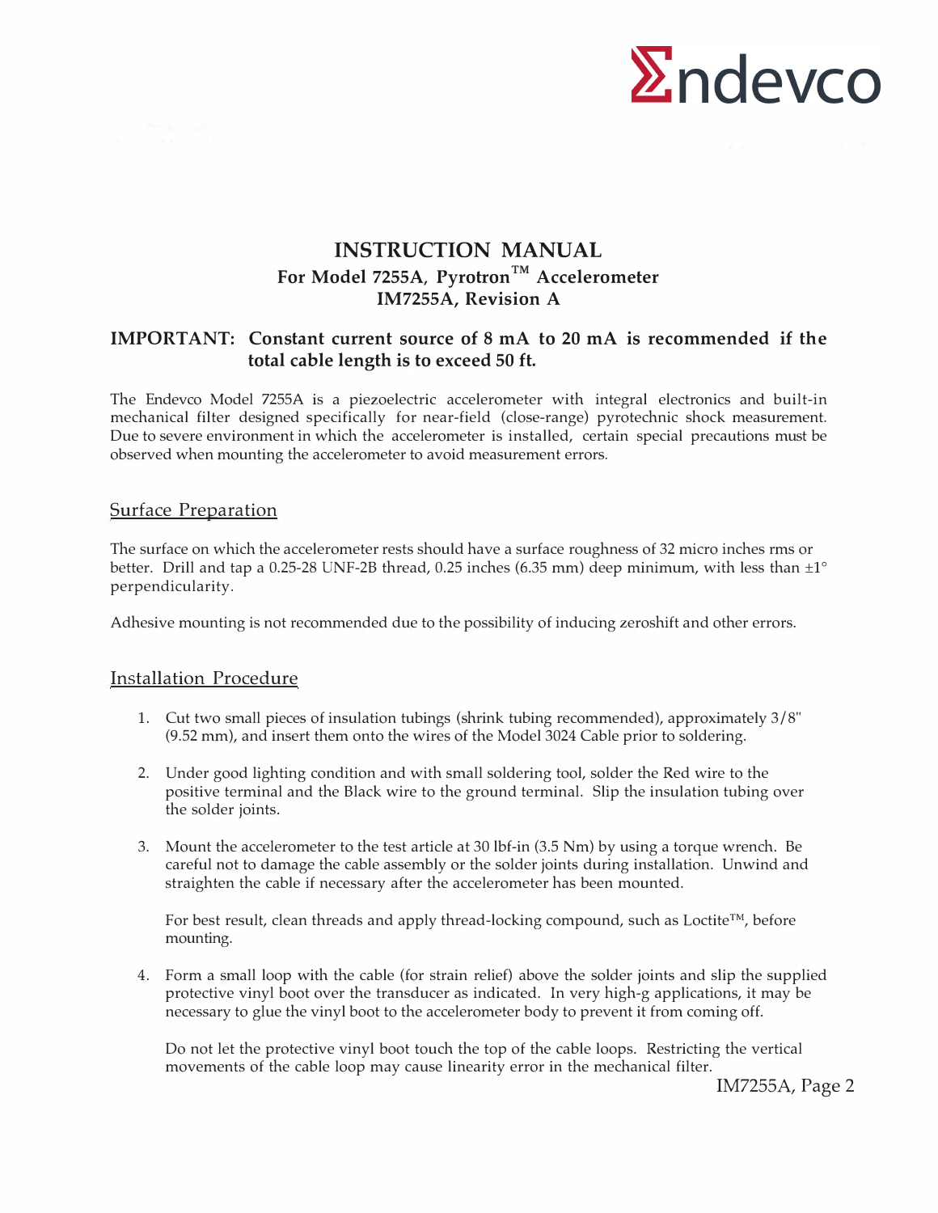Endevco

# INSTRUCTION MANUAL

## For Model 7255A, Pyrotron™ Accelerometer

## IM7255A, Revision A

**IMPORTANT: Constant current source of 8 mA to 20 mA is recommended if the total cable length is to exceed 50 ft.**

The Endevco Model 7255A is a piezoelectric accelerometer with integral electronics and built-in mechanical filter designed specifically for near-field (close-range) pyrotechnic shock measurement. Due to severe environment in which the accelerometer is installed, certain special precautions must be observed when mounting the accelerometer to avoid measurement errors.

### Surface Preparation

The surface on which the accelerometer rests should have a surface roughness of 32 micro inches rms or better. Drill and tap a 0.25-28 UNF-2B thread, 0.25 inches (6.35 mm) deep minimum, with less than ±1° perpendicularity.

Adhesive mounting is not recommended due to the possibility of inducing zeroshift and other errors.

### Installation Procedure

1. Cut two small pieces of insulation tubings (shrink tubing recommended), approximately 3/8" (9.52 mm), and insert them onto the wires of the Model 3024 Cable prior to soldering.

2. Under good lighting condition and with small soldering tool, solder the Red wire to the positive terminal and the Black wire to the ground terminal. Slip the insulation tubing over the solder joints.

3. Mount the accelerometer to the test article at 30 lbf-in (3.5 Nm) by using a torque wrench. Be careful not to damage the cable assembly or the solder joints during installation. Unwind and straighten the cable if necessary after the accelerometer has been mounted.

   For best result, clean threads and apply thread-locking compound, such as Loctite™, before mounting.

4. Form a small loop with the cable (for strain relief) above the solder joints and slip the supplied protective vinyl boot over the transducer as indicated. In very high-g applications, it may be necessary to glue the vinyl boot to the accelerometer body to prevent it from coming off.

   Do not let the protective vinyl boot touch the top of the cable loops. Restricting the vertical movements of the cable loop may cause linearity error in the mechanical filter.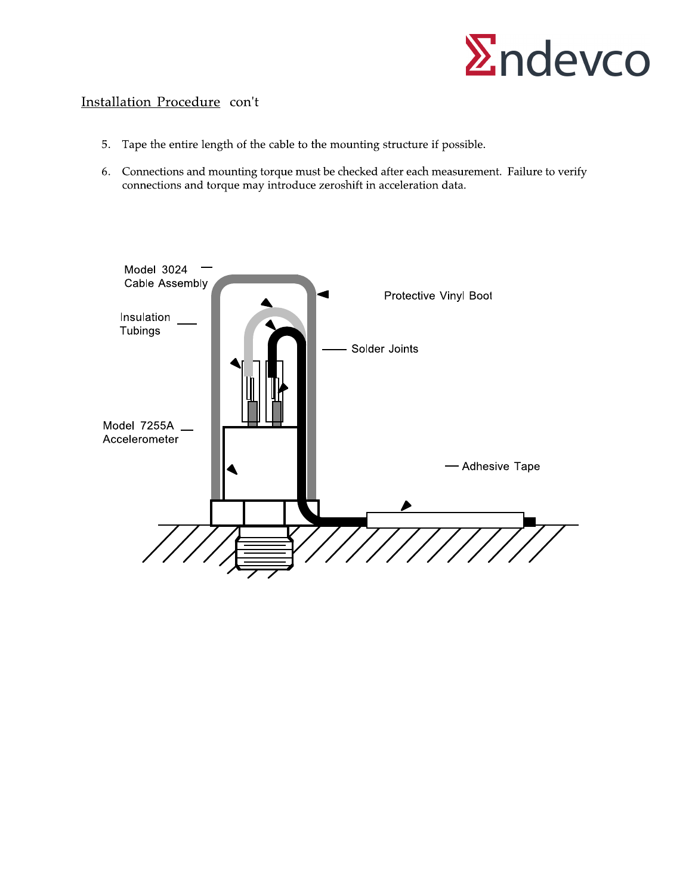Installation Procedure con't

5. Tape the entire length of the cable to the mounting structure if possible.

6. Connections and mounting torque must be checked after each measurement. Failure to verify connections and torque may introduce zeroshift in acceleration data.

Model 3024
Cable Assembly

Protective Vinyl Boot

Insulation
Tubings

Solder Joints

Model 7255A
Accelerometer

Adhesive Tape